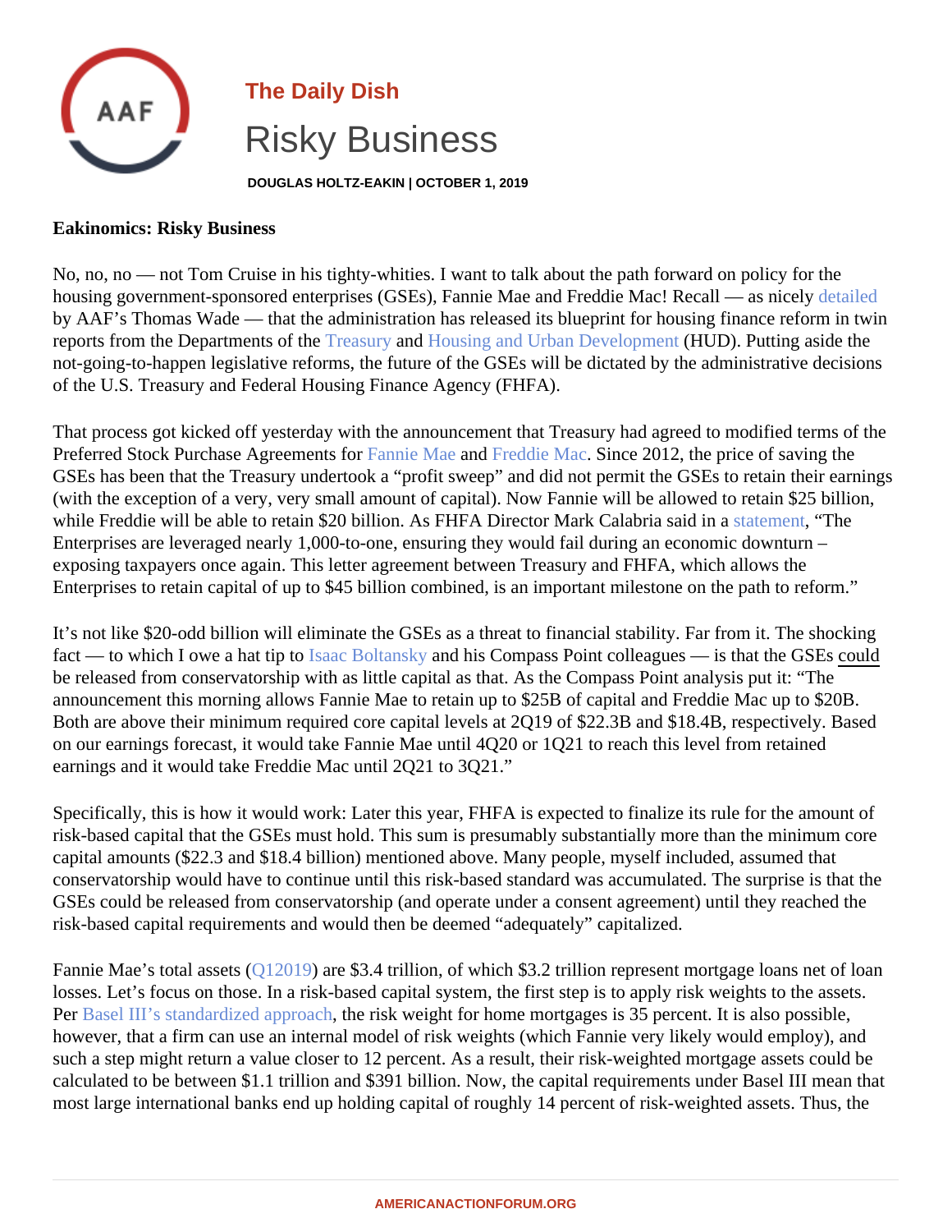The Daily Dish

# Risky Business

DOUGLAS HOLTZ-EAKIN | OCTOBER 1, 2019

**Eakinomics: Risky Business**

No, no, no — not Tom Cruise in his tighty-whities. I want to talk about the path forward on policy for the housing government-sponsored enterprises (GSEs), Fannie Mae and Freddie Mac! Recall — as nicely detailed by AAF's Thomas Wade — that the administration has released its blueprint for housing finance reform in twin reports from the Departments of the Treasury and Housing and Urban Development (HUD). Putting aside the not-going-to-happen legislative reforms, the future of the GSEs will be dictated by the administrative decisions of the U.S. Treasury and Federal Housing Finance Agency (FHFA).

That process got kicked off yesterday with the announcement that Treasury had agreed to modified terms of the Preferred Stock Purchase Agreements for Fannie Mae and Freddie Mac. Since 2012, the price of saving the GSEs has been that the Treasury undertook a "profit sweep" and did not permit the GSEs to retain their earnings (with the exception of a very, very small amount of capital). Now Fannie will be allowed to retain $25 billion, while Freddie will be able to retain $20 billion. As FHFA Director Mark Calabria said in a statement, "The Enterprises are leveraged nearly 1,000-to-one, ensuring they would fail during an economic downturn – exposing taxpayers once again. This letter agreement between Treasury and FHFA, which allows the Enterprises to retain capital of up to $45 billion combined, is an important milestone on the path to reform."

It's not like $20-odd billion will eliminate the GSEs as a threat to financial stability. Far from it. The shocking fact — to which I owe a hat tip to Isaac Boltansky and his Compass Point colleagues — is that the GSEs could be released from conservatorship with as little capital as that. As the Compass Point analysis put it: "The announcement this morning allows Fannie Mae to retain up to $25B of capital and Freddie Mac up to $20B. Both are above their minimum required core capital levels at 2Q19 of $22.3B and $18.4B, respectively. Based on our earnings forecast, it would take Fannie Mae until 4Q20 or 1Q21 to reach this level from retained earnings and it would take Freddie Mac until 2Q21 to 3Q21."

Specifically, this is how it would work: Later this year, FHFA is expected to finalize its rule for the amount of risk-based capital that the GSEs must hold. This sum is presumably substantially more than the minimum core capital amounts ($22.3 and $18.4 billion) mentioned above. Many people, myself included, assumed that conservatorship would have to continue until this risk-based standard was accumulated. The surprise is that the GSEs could be released from conservatorship (and operate under a consent agreement) until they reached the risk-based capital requirements and would then be deemed "adequately" capitalized.

Fannie Mae's total assets (Q12019) are $3.4 trillion, of which $3.2 trillion represent mortgage loans net of loan losses. Let's focus on those. In a risk-based capital system, the first step is to apply risk weights to the assets. Per Basel III's standardized approach, the risk weight for home mortgages is 35 percent. It is also possible, however, that a firm can use an internal model of risk weights (which Fannie very likely would employ), and such a step might return a value closer to 12 percent. As a result, their risk-weighted mortgage assets could be calculated to be between $1.1 trillion and $391 billion. Now, the capital requirements under Basel III mean that most large international banks end up holding capital of roughly 14 percent of risk-weighted assets. Thus, the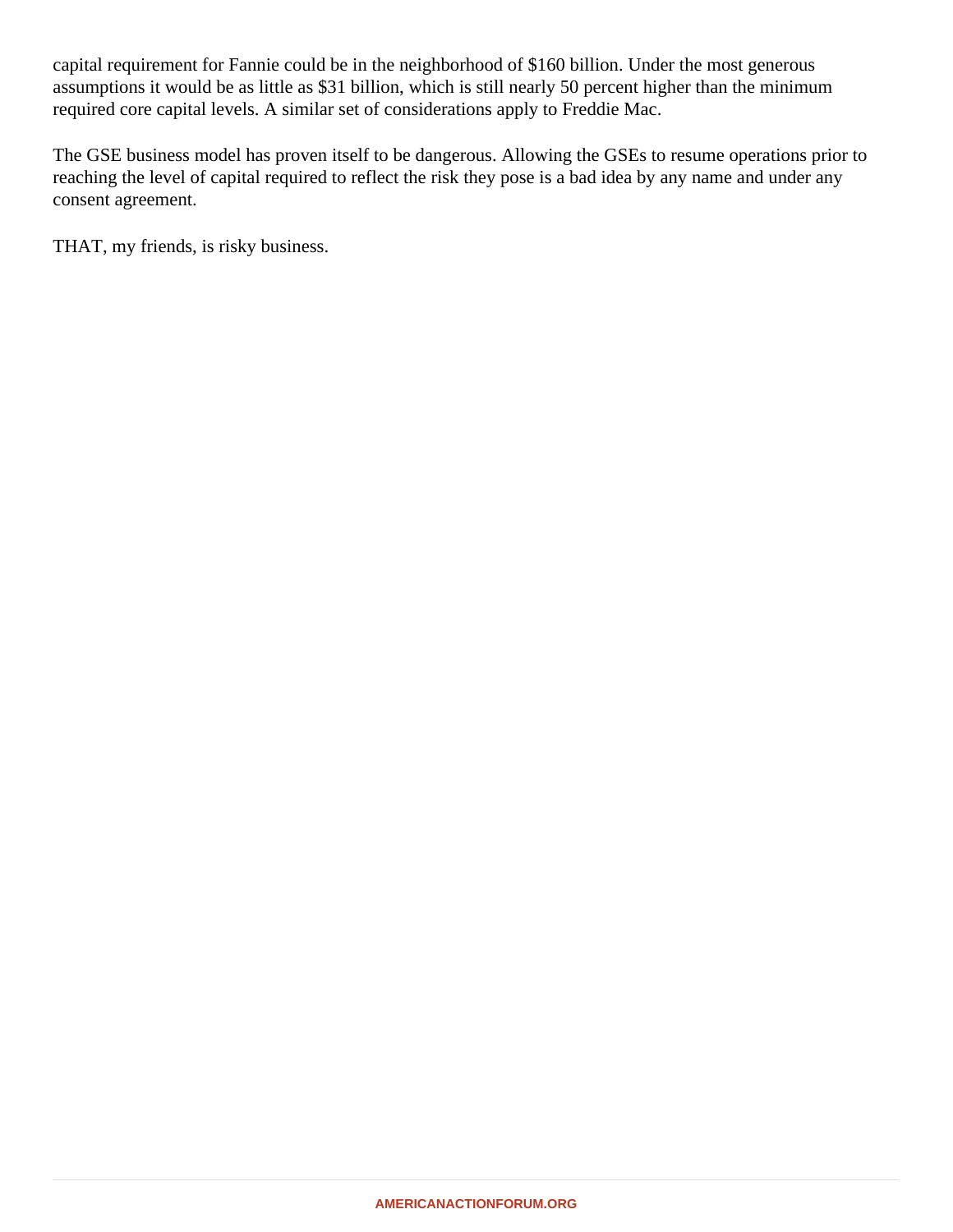capital requirement for Fannie could be in the neighborhood of $160 billion. Under the most generous assumptions it would be as little as $31 billion, which is still nearly 50 percent higher than the minimum required core capital levels. A similar set of considerations apply to Freddie Mac.

The GSE business model has proven itself to be dangerous. Allowing the GSEs to resume operations prior to reaching the level of capital required to reflect the risk they pose is a bad idea by any name and under any consent agreement.

THAT, my friends, is risky business.